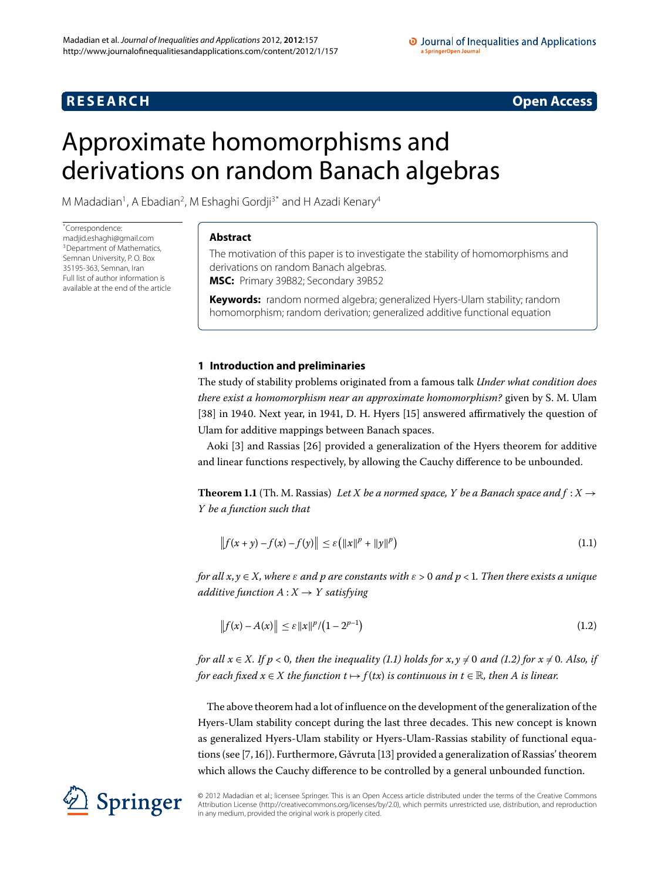**RESEARCH Open Access**

# Approximate homomorphisms and derivations on random Banach algebras

M Madadian[1], A Ebadian[2], M Eshaghi Gordji[3*] and H Azadi Kenary[4]

*Correspondence: madjid.eshaghi@gmail.com
[3]Department of Mathematics, Semnan University, P. O. Box 35195-363, Semnan, Iran
Full list of author information is available at the end of the article

## Abstract

The motivation of this paper is to investigate the stability of homomorphisms and derivations on random Banach algebras.

**MSC:** Primary 39B82; Secondary 39B52

**Keywords:** random normed algebra; generalized Hyers-Ulam stability; random homomorphism; random derivation; generalized additive functional equation

## 1 Introduction and preliminaries

The study of stability problems originated from a famous talk *Under what condition does there exist a homomorphism near an approximate homomorphism?* given by S. M. Ulam [38] in 1940. Next year, in 1941, D. H. Hyers [15] answered affirmatively the question of Ulam for additive mappings between Banach spaces.

Aoki [3] and Rassias [26] provided a generalization of the Hyers theorem for additive and linear functions respectively, by allowing the Cauchy difference to be unbounded.

**Theorem 1.1** (Th. M. Rassias) *Let $X$ be a normed space, $Y$ be a Banach space and $f: X \to Y$ be a function such that*

$$\|f(x+y) - f(x) - f(y)\| \le \varepsilon\left(\|x\|^p + \|y\|^p\right) \tag{1.1}$$

*for all $x, y \in X$, where $\varepsilon$ and $p$ are constants with $\varepsilon > 0$ and $p < 1$. Then there exists a unique additive function $A: X \to Y$ satisfying*

$$\|f(x) - A(x)\| \le \varepsilon\|x\|^p/\left(1 - 2^{p-1}\right) \tag{1.2}$$

*for all $x \in X$. If $p < 0$, then the inequality (1.1) holds for $x, y \neq 0$ and (1.2) for $x \neq 0$. Also, if for each fixed $x \in X$ the function $t \mapsto f(tx)$ is continuous in $t \in \mathbb{R}$, then $A$ is linear.*

The above theorem had a lot of influence on the development of the generalization of the Hyers-Ulam stability concept during the last three decades. This new concept is known as generalized Hyers-Ulam stability or Hyers-Ulam-Rassias stability of functional equations (see [7, 16]). Furthermore, Găvruta [13] provided a generalization of Rassias' theorem which allows the Cauchy difference to be controlled by a general unbounded function.

© 2012 Madadian et al.; licensee Springer. This is an Open Access article distributed under the terms of the Creative Commons Attribution License (http://creativecommons.org/licenses/by/2.0), which permits unrestricted use, distribution, and reproduction in any medium, provided the original work is properly cited.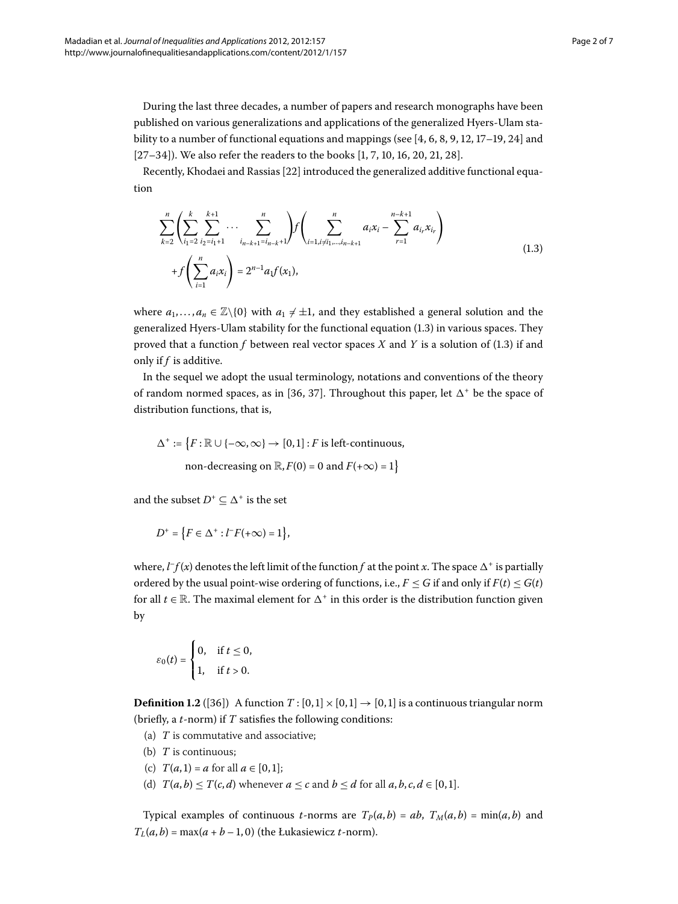During the last three decades, a number of papers and research monographs have been published on various generalizations and applications of the generalized Hyers-Ulam stability to a number of functional equations and mappings (see [4, 6, 8, 9, 12, 17–19, 24] and [27–34]). We also refer the readers to the books [1, 7, 10, 16, 20, 21, 28].

Recently, Khodaei and Rassias [22] introduced the generalized additive functional equation

$$
\begin{aligned}
&\sum_{k=2}^{n}\left(\sum_{i_1=2}^{k}\sum_{i_2=i_1+1}^{k+1}\cdots\sum_{i_{n-k+1}=i_{n-k}+1}^{n}\right)f\left(\sum_{i=1,i\neq i_1,\ldots,i_{n-k+1}}^{n}a_i x_i-\sum_{r=1}^{n-k+1}a_{i_r}x_{i_r}\right)\\
&\quad+f\left(\sum_{i=1}^{n}a_i x_i\right)=2^{n-1}a_1 f(x_1),
\end{aligned}
\tag{1.3}
$$

where $a_1,\ldots,a_n\in\mathbb{Z}\backslash\{0\}$ with $a_1\neq\pm1$, and they established a general solution and the generalized Hyers-Ulam stability for the functional equation (1.3) in various spaces. They proved that a function $f$ between real vector spaces $X$ and $Y$ is a solution of (1.3) if and only if $f$ is additive.

In the sequel we adopt the usual terminology, notations and conventions of the theory of random normed spaces, as in [36, 37]. Throughout this paper, let $\Delta^+$ be the space of distribution functions, that is,

$$
\begin{aligned}
\Delta^+ := \{&F:\mathbb{R}\cup\{-\infty,\infty\}\to[0,1]: F \text{ is left-continuous,}\\
&\text{non-decreasing on } \mathbb{R}, F(0)=0 \text{ and } F(+\infty)=1\}
\end{aligned}
$$

and the subset $D^+\subseteq\Delta^+$ is the set

$$
D^+=\{F\in\Delta^+: l^-F(+\infty)=1\},
$$

where, $l^-f(x)$ denotes the left limit of the function $f$ at the point $x$. The space $\Delta^+$ is partially ordered by the usual point-wise ordering of functions, i.e., $F\leq G$ if and only if $F(t)\leq G(t)$ for all $t\in\mathbb{R}$. The maximal element for $\Delta^+$ in this order is the distribution function given by

$$
\varepsilon_0(t)=\begin{cases}0, & \text{if } t\leq 0,\\ 1, & \text{if } t>0.\end{cases}
$$

**Definition 1.2** ([36]) A function $T:[0,1]\times[0,1]\to[0,1]$ is a continuous triangular norm (briefly, a $t$-norm) if $T$ satisfies the following conditions:

(a) $T$ is commutative and associative;

(b) $T$ is continuous;

(c) $T(a,1)=a$ for all $a\in[0,1]$;

(d) $T(a,b)\leq T(c,d)$ whenever $a\leq c$ and $b\leq d$ for all $a,b,c,d\in[0,1]$.

Typical examples of continuous $t$-norms are $T_P(a,b)=ab$, $T_M(a,b)=\min(a,b)$ and $T_L(a,b)=\max(a+b-1,0)$ (the Łukasiewicz $t$-norm).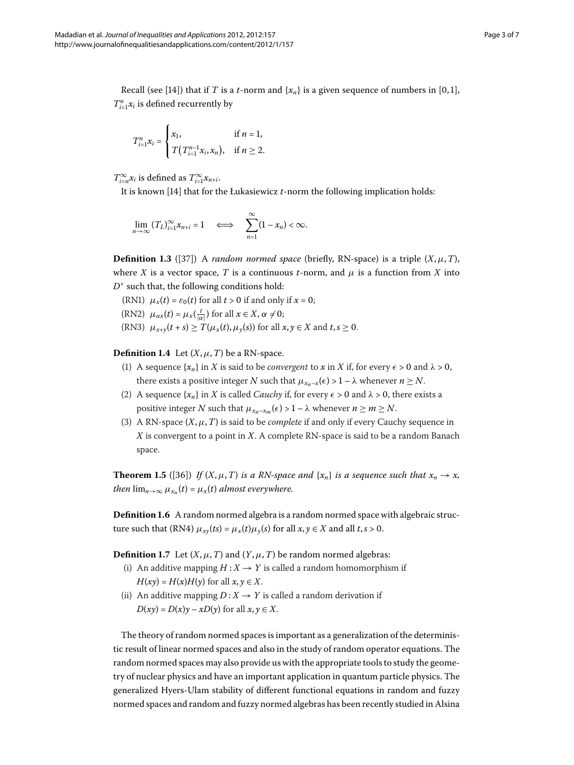Recall (see [14]) that if $T$ is a $t$-norm and $\{x_n\}$ is a given sequence of numbers in $[0,1]$, $T_{i=1}^n x_i$ is defined recurrently by

$$T_{i=1}^n x_i = \begin{cases} x_1, & \text{if } n = 1, \\ T\big(T_{i=1}^{n-1} x_i, x_n\big), & \text{if } n \geq 2. \end{cases}$$

$T_{i=n}^{\infty} x_i$ is defined as $T_{i=1}^{\infty} x_{n+i}$.

It is known [14] that for the Łukasiewicz $t$-norm the following implication holds:

$$\lim_{n\to\infty} (T_L)_{i=1}^{\infty} x_{n+i} = 1 \iff \sum_{n=1}^{\infty} (1 - x_n) < \infty.$$

**Definition 1.3** ([37]) A *random normed space* (briefly, RN-space) is a triple $(X, \mu, T)$, where $X$ is a vector space, $T$ is a continuous $t$-norm, and $\mu$ is a function from $X$ into $D^+$ such that, the following conditions hold:

(RN1) $\mu_x(t) = \varepsilon_0(t)$ for all $t > 0$ if and only if $x = 0$;

(RN2) $\mu_{\alpha x}(t) = \mu_x(\frac{t}{|\alpha|})$ for all $x \in X$, $\alpha \neq 0$;

(RN3) $\mu_{x+y}(t+s) \geq T(\mu_x(t), \mu_y(s))$ for all $x, y \in X$ and $t, s \geq 0$.

**Definition 1.4** Let $(X, \mu, T)$ be a RN-space.

1. A sequence $\{x_n\}$ in $X$ is said to be *convergent* to $x$ in $X$ if, for every $\epsilon > 0$ and $\lambda > 0$, there exists a positive integer $N$ such that $\mu_{x_n - x}(\epsilon) > 1 - \lambda$ whenever $n \geq N$.
2. A sequence $\{x_n\}$ in $X$ is called *Cauchy* if, for every $\epsilon > 0$ and $\lambda > 0$, there exists a positive integer $N$ such that $\mu_{x_n - x_m}(\epsilon) > 1 - \lambda$ whenever $n \geq m \geq N$.
3. A RN-space $(X, \mu, T)$ is said to be *complete* if and only if every Cauchy sequence in $X$ is convergent to a point in $X$. A complete RN-space is said to be a random Banach space.

**Theorem 1.5** ([36]) *If $(X, \mu, T)$ is a RN-space and $\{x_n\}$ is a sequence such that $x_n \to x$, then $\lim_{n\to\infty} \mu_{x_n}(t) = \mu_x(t)$ almost everywhere.*

**Definition 1.6** A random normed algebra is a random normed space with algebraic structure such that (RN4) $\mu_{xy}(ts) = \mu_x(t)\mu_y(s)$ for all $x, y \in X$ and all $t, s > 0$.

**Definition 1.7** Let $(X, \mu, T)$ and $(Y, \mu, T)$ be random normed algebras:

(i) An additive mapping $H : X \to Y$ is called a random homomorphism if $H(xy) = H(x)H(y)$ for all $x, y \in X$.

(ii) An additive mapping $D : X \to Y$ is called a random derivation if $D(xy) = D(x)y - xD(y)$ for all $x, y \in X$.

The theory of random normed spaces is important as a generalization of the deterministic result of linear normed spaces and also in the study of random operator equations. The random normed spaces may also provide us with the appropriate tools to study the geometry of nuclear physics and have an important application in quantum particle physics. The generalized Hyers-Ulam stability of different functional equations in random and fuzzy normed spaces and random and fuzzy normed algebras has been recently studied in Alsina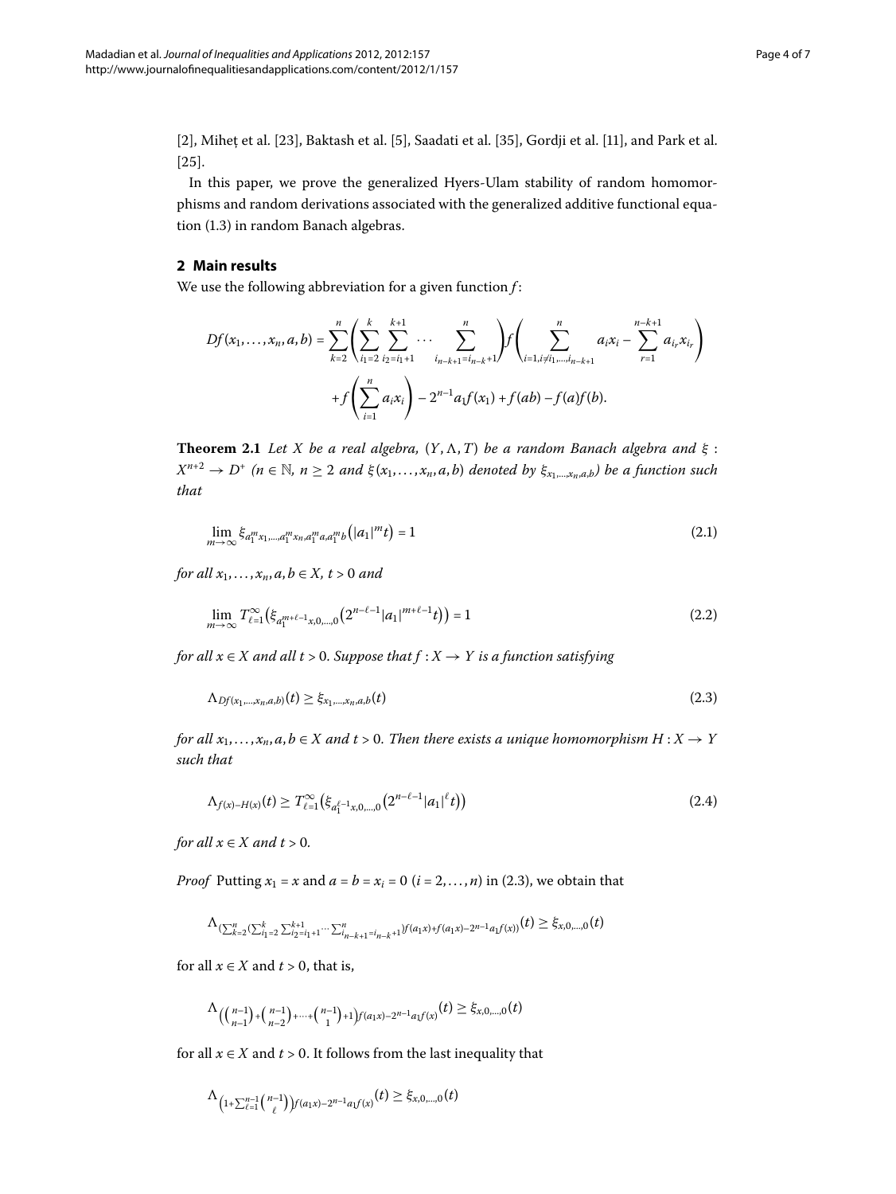[2], Miheţ et al. [23], Baktash et al. [5], Saadati et al. [35], Gordji et al. [11], and Park et al. [25].

In this paper, we prove the generalized Hyers-Ulam stability of random homomorphisms and random derivations associated with the generalized additive functional equation (1.3) in random Banach algebras.

## 2 Main results

We use the following abbreviation for a given function $f$:

$$Df(x_1,\ldots,x_n,a,b) = \sum_{k=2}^{n}\left(\sum_{i_1=2}^{k}\sum_{i_2=i_1+1}^{k+1}\cdots\sum_{i_{n-k+1}=i_{n-k}+1}^{n}\right)f\left(\sum_{i=1,i\neq i_1,\ldots,i_{n-k+1}}^{n}a_ix_i - \sum_{r=1}^{n-k+1}a_{i_r}x_{i_r}\right)$$
$$+ f\left(\sum_{i=1}^{n}a_ix_i\right) - 2^{n-1}a_1f(x_1) + f(ab) - f(a)f(b).$$

**Theorem 2.1** *Let $X$ be a real algebra, $(Y,\Lambda,T)$ be a random Banach algebra and $\xi : X^{n+2}\to D^+$ ($n\in\mathbb{N}$, $n\geq 2$ and $\xi(x_1,\ldots,x_n,a,b)$ denoted by $\xi_{x_1,\ldots,x_n,a,b}$) be a function such that*

$$\lim_{m\to\infty}\xi_{a_1^mx_1,\ldots,a_1^mx_n,a_1^ma,a_1^mb}\left(|a_1|^mt\right) = 1 \tag{2.1}$$

*for all $x_1,\ldots,x_n,a,b\in X$, $t>0$ and*

$$\lim_{m\to\infty}T_{\ell=1}^{\infty}\left(\xi_{a_1^{m+\ell-1}x,0,\ldots,0}\left(2^{n-\ell-1}|a_1|^{m+\ell-1}t\right)\right) = 1 \tag{2.2}$$

*for all $x\in X$ and all $t>0$. Suppose that $f:X\to Y$ is a function satisfying*

$$\Lambda_{Df(x_1,\ldots,x_n,a,b)}(t)\geq \xi_{x_1,\ldots,x_n,a,b}(t) \tag{2.3}$$

*for all $x_1,\ldots,x_n,a,b\in X$ and $t>0$. Then there exists a unique homomorphism $H:X\to Y$ such that*

$$\Lambda_{f(x)-H(x)}(t)\geq T_{\ell=1}^{\infty}\left(\xi_{a_1^{\ell-1}x,0,\ldots,0}\left(2^{n-\ell-1}|a_1|^{\ell}t\right)\right) \tag{2.4}$$

*for all $x\in X$ and $t>0$.*

*Proof* Putting $x_1=x$ and $a=b=x_i=0$ ($i=2,\ldots,n$) in (2.3), we obtain that

$$\Lambda_{\left(\sum_{k=2}^{n}\left(\sum_{i_1=2}^{k}\sum_{i_2=i_1+1}^{k+1}\cdots\sum_{i_{n-k+1}=i_{n-k}+1}^{n}\right)f(a_1x)+f(a_1x)-2^{n-1}a_1f(x)\right)}(t)\geq\xi_{x,0,\ldots,0}(t)$$

for all $x\in X$ and $t>0$, that is,

$$\Lambda_{\left(\binom{n-1}{n-1}+\binom{n-1}{n-2}+\cdots+\binom{n-1}{1}+1\right)f(a_1x)-2^{n-1}a_1f(x)}(t)\geq\xi_{x,0,\ldots,0}(t)$$

for all $x\in X$ and $t>0$. It follows from the last inequality that

$$\Lambda_{\left(1+\sum_{\ell=1}^{n-1}\binom{n-1}{\ell}\right)f(a_1x)-2^{n-1}a_1f(x)}(t)\geq\xi_{x,0,\ldots,0}(t)$$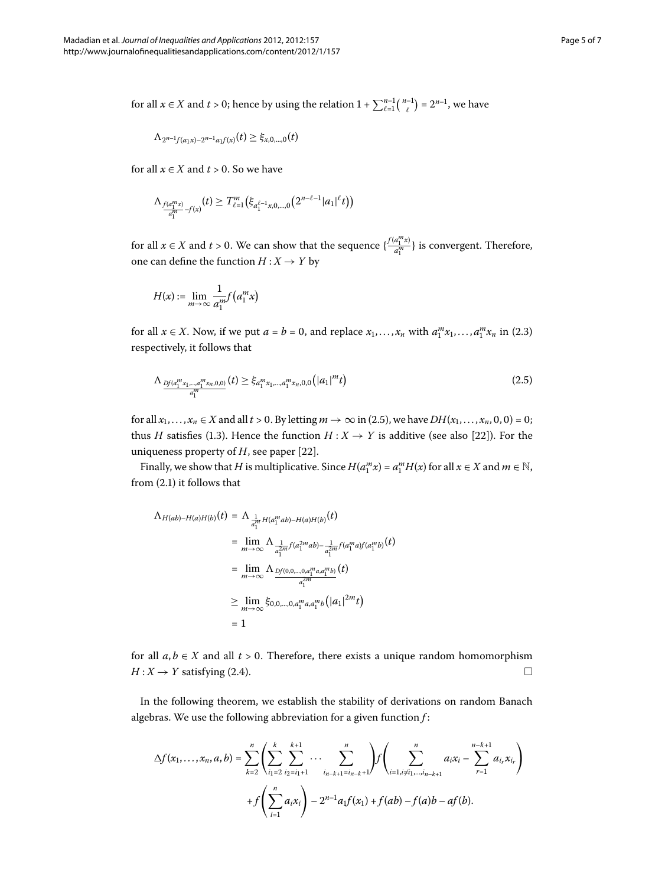for all $x \in X$ and $t > 0$; hence by using the relation $1 + \sum_{\ell=1}^{n-1} \binom{n-1}{\ell} = 2^{n-1}$, we have

$$\Lambda_{2^{n-1}f(a_1 x) - 2^{n-1}a_1 f(x)}(t) \geq \xi_{x,0,\ldots,0}(t)$$

for all $x \in X$ and $t > 0$. So we have

$$\Lambda_{\frac{f(a_1^m x)}{a_1^m} - f(x)}(t) \geq T_{\ell=1}^{m} \left( \xi_{a_1^{\ell-1}x,0,\ldots,0}\left(2^{n-\ell-1}|a_1|^{\ell} t\right)\right)$$

for all $x \in X$ and $t > 0$. We can show that the sequence $\{\frac{f(a_1^m x)}{a_1^m}\}$ is convergent. Therefore, one can define the function $H : X \to Y$ by

$$H(x) := \lim_{m \to \infty} \frac{1}{a_1^m} f\left(a_1^m x\right)$$

for all $x \in X$. Now, if we put $a = b = 0$, and replace $x_1, \ldots, x_n$ with $a_1^m x_1, \ldots, a_1^m x_n$ in (2.3) respectively, it follows that

$$\Lambda_{\frac{Df(a_1^m x_1,\ldots,a_1^m x_n,0,0)}{a_1^m}}(t) \geq \xi_{a_1^m x_1,\ldots,a_1^m x_n,0,0}\left(|a_1|^m t\right) \tag{2.5}$$

for all $x_1, \ldots, x_n \in X$ and all $t > 0$. By letting $m \to \infty$ in (2.5), we have $DH(x_1, \ldots, x_n, 0, 0) = 0$; thus $H$ satisfies (1.3). Hence the function $H : X \to Y$ is additive (see also [22]). For the uniqueness property of $H$, see paper [22].

Finally, we show that $H$ is multiplicative. Since $H(a_1^m x) = a_1^m H(x)$ for all $x \in X$ and $m \in \mathbb{N}$, from (2.1) it follows that

$$\begin{aligned}
\Lambda_{H(ab)-H(a)H(b)}(t) &= \Lambda_{\frac{1}{a_1^m} H(a_1^m ab) - H(a)H(b)}(t) \\
&= \lim_{m \to \infty} \Lambda_{\frac{1}{a_1^{2m}} f(a_1^{2m} ab) - \frac{1}{a_1^{2m}} f(a_1^m a) f(a_1^m b)}(t) \\
&= \lim_{m \to \infty} \Lambda_{\frac{Df(0,0,\ldots,0,a_1^m a, a_1^m b)}{a_1^{2m}}}(t) \\
&\geq \lim_{m \to \infty} \xi_{0,0,\ldots,0,a_1^m a, a_1^m b}\left(|a_1|^{2m} t\right) \\
&= 1
\end{aligned}$$

for all $a, b \in X$ and all $t > 0$. Therefore, there exists a unique random homomorphism $H : X \to Y$ satisfying (2.4). □

In the following theorem, we establish the stability of derivations on random Banach algebras. We use the following abbreviation for a given function $f$:

$$\begin{aligned}
\Delta f(x_1, \ldots, x_n, a, b) = {} & \sum_{k=2}^{n} \left( \sum_{i_1=2}^{k} \sum_{i_2=i_1+1}^{k+1} \cdots \sum_{i_{n-k+1}=i_{n-k}+1}^{n} \right) f\left( \sum_{i=1, i \neq i_1,\ldots,i_{n-k+1}}^{n} a_i x_i - \sum_{r=1}^{n-k+1} a_{i_r} x_{i_r} \right) \\
& + f\left( \sum_{i=1}^{n} a_i x_i \right) - 2^{n-1} a_1 f(x_1) + f(ab) - f(a)b - af(b).
\end{aligned}$$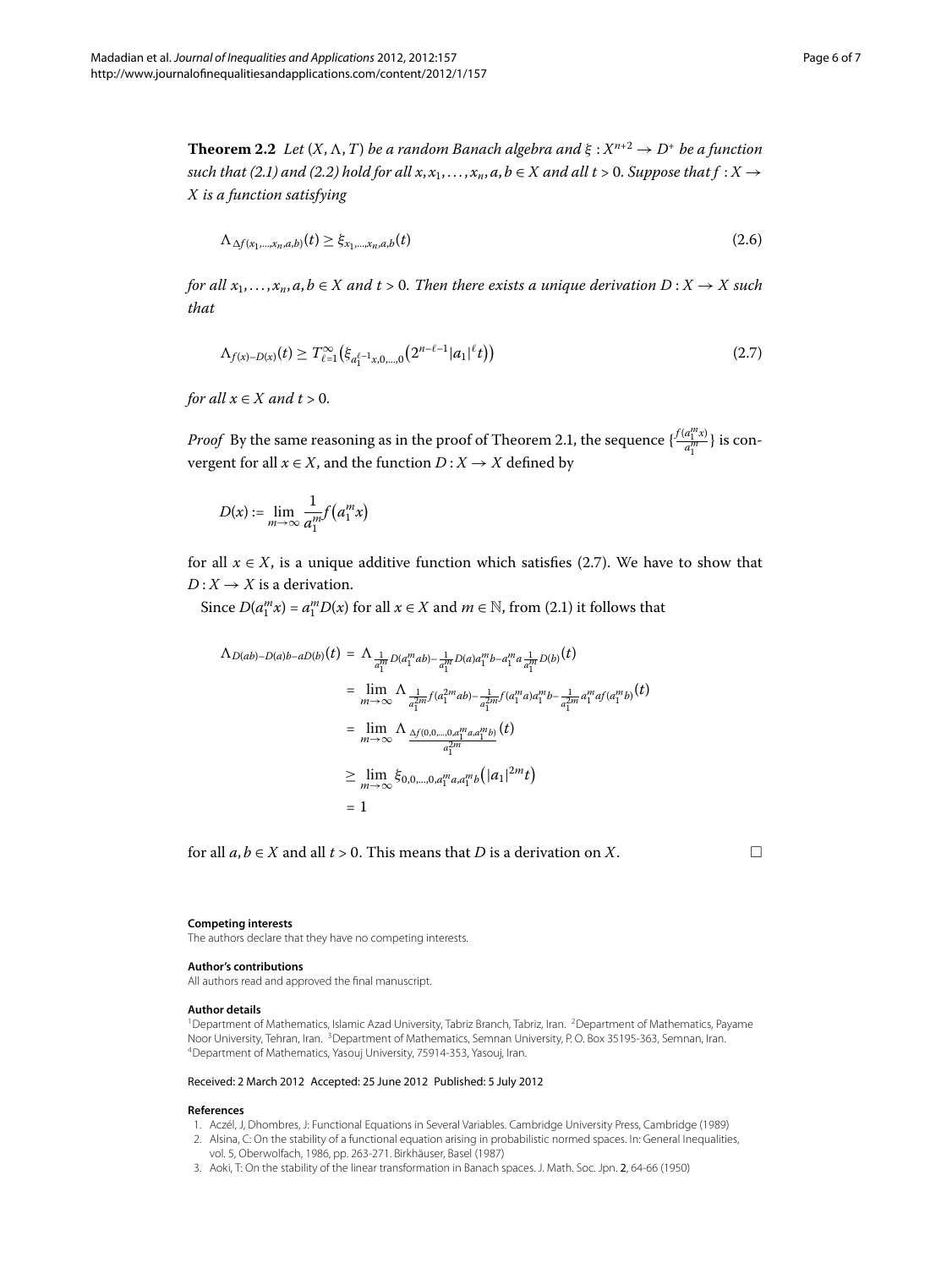**Theorem 2.2** *Let $(X, \Lambda, T)$ be a random Banach algebra and $\xi : X^{n+2} \to D^+$ be a function such that (2.1) and (2.2) hold for all $x, x_1, \ldots, x_n, a, b \in X$ and all $t > 0$. Suppose that $f : X \to X$ is a function satisfying*

$$\Lambda_{\Delta f(x_1,\ldots,x_n,a,b)}(t) \geq \xi_{x_1,\ldots,x_n,a,b}(t) \tag{2.6}$$

*for all $x_1, \ldots, x_n, a, b \in X$ and $t > 0$. Then there exists a unique derivation $D : X \to X$ such that*

$$\Lambda_{f(x)-D(x)}(t) \geq T_{\ell=1}^{\infty}\left(\xi_{a_1^{\ell-1}x,0,\ldots,0}\left(2^{n-\ell-1}|a_1|^{\ell}t\right)\right) \tag{2.7}$$

*for all $x \in X$ and $t > 0$.*

*Proof* By the same reasoning as in the proof of Theorem 2.1, the sequence $\{\frac{f(a_1^m x)}{a_1^m}\}$ is convergent for all $x \in X$, and the function $D : X \to X$ defined by

$$D(x) := \lim_{m\to\infty} \frac{1}{a_1^m} f\left(a_1^m x\right)$$

for all $x \in X$, is a unique additive function which satisfies (2.7). We have to show that $D : X \to X$ is a derivation.

Since $D(a_1^m x) = a_1^m D(x)$ for all $x \in X$ and $m \in \mathbb{N}$, from (2.1) it follows that

$$\begin{aligned}
\Lambda_{D(ab)-D(a)b-aD(b)}(t) &= \Lambda_{\frac{1}{a_1^{2m}}D(a_1^m ab)-\frac{1}{a_1^m}D(a)a_1^m b - a_1^m a \frac{1}{a_1^{2m}}D(b)}(t) \\
&= \lim_{m\to\infty} \Lambda_{\frac{1}{a_1^{2m}}f(a_1^{2m}ab)-\frac{1}{a_1^{2m}}f(a_1^m a)a_1^m b - \frac{1}{a_1^{2m}}a_1^m af(a_1^m b)}(t) \\
&= \lim_{m\to\infty} \Lambda_{\frac{\Delta f(0,0,\ldots,0,a_1^m a,a_1^m b)}{a_1^{2m}}}(t) \\
&\geq \lim_{m\to\infty} \xi_{0,0,\ldots,0,a_1^m a,a_1^m b}\left(|a_1|^{2m}t\right) \\
&= 1
\end{aligned}$$

for all $a, b \in X$ and all $t > 0$. This means that $D$ is a derivation on $X$. □

#### Competing interests
The authors declare that they have no competing interests.

#### Author's contributions
All authors read and approved the final manuscript.

#### Author details
[1]Department of Mathematics, Islamic Azad University, Tabriz Branch, Tabriz, Iran. [2]Department of Mathematics, Payame Noor University, Tehran, Iran. [3]Department of Mathematics, Semnan University, P. O. Box 35195-363, Semnan, Iran. [4]Department of Mathematics, Yasouj University, 75914-353, Yasouj, Iran.

Received: 2 March 2012 Accepted: 25 June 2012 Published: 5 July 2012

#### References
1. Aczél, J, Dhombres, J: Functional Equations in Several Variables. Cambridge University Press, Cambridge (1989)
2. Alsina, C: On the stability of a functional equation arising in probabilistic normed spaces. In: General Inequalities, vol. 5, Oberwolfach, 1986, pp. 263-271. Birkhäuser, Basel (1987)
3. Aoki, T: On the stability of the linear transformation in Banach spaces. J. Math. Soc. Jpn. **2**, 64-66 (1950)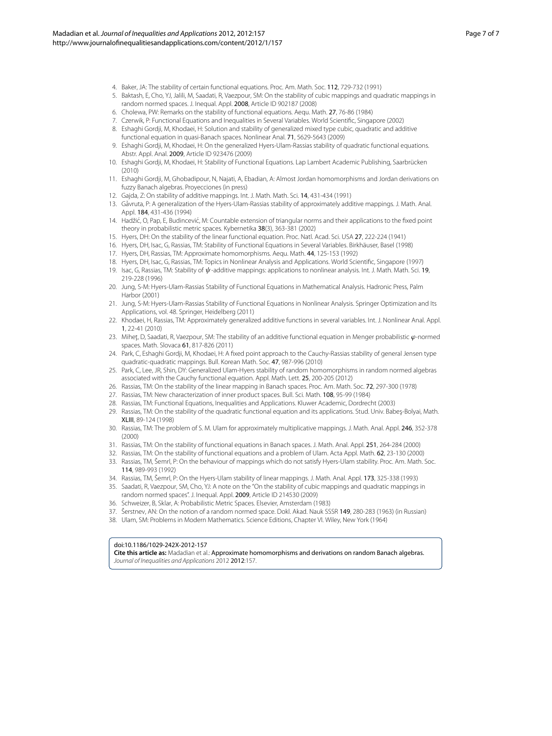4. Baker, JA: The stability of certain functional equations. Proc. Am. Math. Soc. **112**, 729-732 (1991)
5. Baktash, E, Cho, YJ, Jalili, M, Saadati, R, Vaezpour, SM: On the stability of cubic mappings and quadratic mappings in random normed spaces. J. Inequal. Appl. **2008**, Article ID 902187 (2008)
6. Cholewa, PW: Remarks on the stability of functional equations. Aequ. Math. **27**, 76-86 (1984)
7. Czerwik, P: Functional Equations and Inequalities in Several Variables. World Scientific, Singapore (2002)
8. Eshaghi Gordji, M, Khodaei, H: Solution and stability of generalized mixed type cubic, quadratic and additive functional equation in quasi-Banach spaces. Nonlinear Anal. **71**, 5629-5643 (2009)
9. Eshaghi Gordji, M, Khodaei, H: On the generalized Hyers-Ulam-Rassias stability of quadratic functional equations. Abstr. Appl. Anal. **2009**, Article ID 923476 (2009)
10. Eshaghi Gordji, M, Khodaei, H: Stability of Functional Equations. Lap Lambert Academic Publishing, Saarbrücken (2010)
11. Eshaghi Gordji, M, Ghobadipour, N, Najati, A, Ebadian, A: Almost Jordan homomorphisms and Jordan derivations on fuzzy Banach algebras. Proyecciones (in press)
12. Gajda, Z: On stability of additive mappings. Int. J. Math. Math. Sci. **14**, 431-434 (1991)
13. Gǎvruta, P: A generalization of the Hyers-Ulam-Rassias stability of approximately additive mappings. J. Math. Anal. Appl. **184**, 431-436 (1994)
14. Hadžić, O, Pap, E, Budincević, M: Countable extension of triangular norms and their applications to the fixed point theory in probabilistic metric spaces. Kybernetika **38**(3), 363-381 (2002)
15. Hyers, DH: On the stability of the linear functional equation. Proc. Natl. Acad. Sci. USA **27**, 222-224 (1941)
16. Hyers, DH, Isac, G, Rassias, TM: Stability of Functional Equations in Several Variables. Birkhäuser, Basel (1998)
17. Hyers, DH, Rassias, TM: Approximate homomorphisms. Aequ. Math. **44**, 125-153 (1992)
18. Hyers, DH, Isac, G, Rassias, TM: Topics in Nonlinear Analysis and Applications. World Scientific, Singapore (1997)
19. Isac, G, Rassias, TM: Stability of $\psi$-additive mappings: applications to nonlinear analysis. Int. J. Math. Math. Sci. **19**, 219-228 (1996)
20. Jung, S-M: Hyers-Ulam-Rassias Stability of Functional Equations in Mathematical Analysis. Hadronic Press, Palm Harbor (2001)
21. Jung, S-M: Hyers-Ulam-Rassias Stability of Functional Equations in Nonlinear Analysis. Springer Optimization and Its Applications, vol. 48. Springer, Heidelberg (2011)
22. Khodaei, H, Rassias, TM: Approximately generalized additive functions in several variables. Int. J. Nonlinear Anal. Appl. **1**, 22-41 (2010)
23. Miheţ, D, Saadati, R, Vaezpour, SM: The stability of an additive functional equation in Menger probabilistic $\varphi$-normed spaces. Math. Slovaca **61**, 817-826 (2011)
24. Park, C, Eshaghi Gordji, M, Khodaei, H: A fixed point approach to the Cauchy-Rassias stability of general Jensen type quadratic-quadratic mappings. Bull. Korean Math. Soc. **47**, 987-996 (2010)
25. Park, C, Lee, JR, Shin, DY: Generalized Ulam-Hyers stability of random homomorphisms in random normed algebras associated with the Cauchy functional equation. Appl. Math. Lett. **25**, 200-205 (2012)
26. Rassias, TM: On the stability of the linear mapping in Banach spaces. Proc. Am. Math. Soc. **72**, 297-300 (1978)
27. Rassias, TM: New characterization of inner product spaces. Bull. Sci. Math. **108**, 95-99 (1984)
28. Rassias, TM: Functional Equations, Inequalities and Applications. Kluwer Academic, Dordrecht (2003)
29. Rassias, TM: On the stability of the quadratic functional equation and its applications. Stud. Univ. Babeş-Bolyai, Math. **XLIII**, 89-124 (1998)
30. Rassias, TM: The problem of S. M. Ulam for approximately multiplicative mappings. J. Math. Anal. Appl. **246**, 352-378 (2000)
31. Rassias, TM: On the stability of functional equations in Banach spaces. J. Math. Anal. Appl. **251**, 264-284 (2000)
32. Rassias, TM: On the stability of functional equations and a problem of Ulam. Acta Appl. Math. **62**, 23-130 (2000)
33. Rassias, TM, Šemrl, P: On the behaviour of mappings which do not satisfy Hyers-Ulam stability. Proc. Am. Math. Soc. **114**, 989-993 (1992)
34. Rassias, TM, Šemrl, P: On the Hyers-Ulam stability of linear mappings. J. Math. Anal. Appl. **173**, 325-338 (1993)
35. Saadati, R, Vaezpour, SM, Cho, YJ: A note on the "On the stability of cubic mappings and quadratic mappings in random normed spaces". J. Inequal. Appl. **2009**, Article ID 214530 (2009)
36. Schweizer, B, Sklar, A: Probabilistic Metric Spaces. Elsevier, Amsterdam (1983)
37. Šerstnev, AN: On the notion of a random normed space. Dokl. Akad. Nauk SSSR **149**, 280-283 (1963) (in Russian)
38. Ulam, SM: Problems in Modern Mathematics. Science Editions, Chapter VI. Wiley, New York (1964)

doi:10.1186/1029-242X-2012-157
**Cite this article as:** Madadian et al.: Approximate homomorphisms and derivations on random Banach algebras. *Journal of Inequalities and Applications* 2012 **2012**:157.